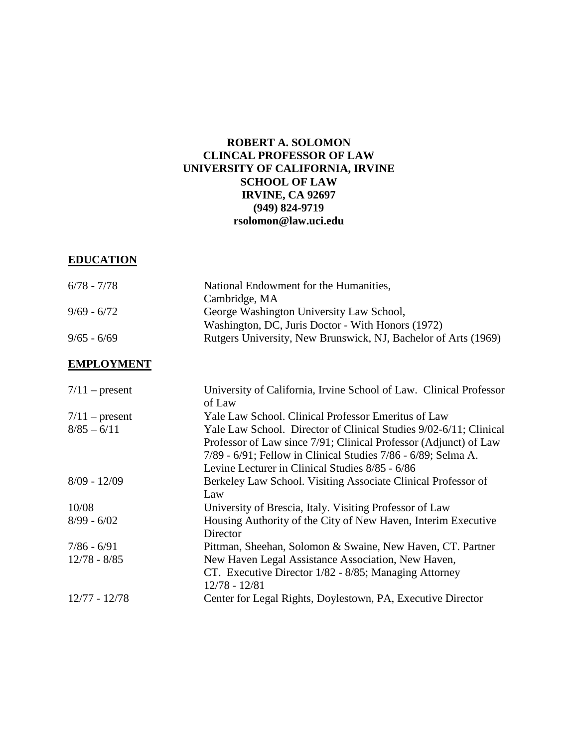**ROBERT A. SOLOMON**
**CLINCAL PROFESSOR OF LAW**
**UNIVERSITY OF CALIFORNIA, IRVINE**
**SCHOOL OF LAW**
**IRVINE, CA 92697**
**(949) 824-9719**
**rsolomon@law.uci.edu**

## EDUCATION

| | |
|---|---|
| 6/78 - 7/78 | National Endowment for the Humanities, Cambridge, MA |
| 9/69 - 6/72 | George Washington University Law School, Washington, DC, Juris Doctor - With Honors (1972) |
| 9/65 - 6/69 | Rutgers University, New Brunswick, NJ, Bachelor of Arts (1969) |

## EMPLOYMENT

| | |
|---|---|
| 7/11 – present | University of California, Irvine School of Law. Clinical Professor of Law |
| 7/11 – present | Yale Law School. Clinical Professor Emeritus of Law |
| 8/85 – 6/11 | Yale Law School. Director of Clinical Studies 9/02-6/11; Clinical Professor of Law since 7/91; Clinical Professor (Adjunct) of Law 7/89 - 6/91; Fellow in Clinical Studies 7/86 - 6/89; Selma A. Levine Lecturer in Clinical Studies 8/85 - 6/86 |
| 8/09 - 12/09 | Berkeley Law School. Visiting Associate Clinical Professor of Law |
| 10/08 | University of Brescia, Italy. Visiting Professor of Law |
| 8/99 - 6/02 | Housing Authority of the City of New Haven, Interim Executive Director |
| 7/86 - 6/91 | Pittman, Sheehan, Solomon & Swaine, New Haven, CT. Partner |
| 12/78 - 8/85 | New Haven Legal Assistance Association, New Haven, CT. Executive Director 1/82 - 8/85; Managing Attorney 12/78 - 12/81 |
| 12/77 - 12/78 | Center for Legal Rights, Doylestown, PA, Executive Director |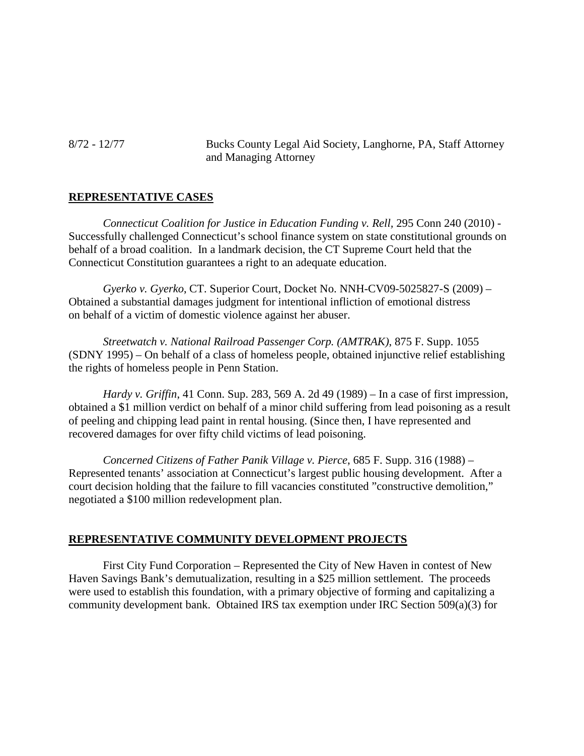8/72 - 12/77 Bucks County Legal Aid Society, Langhorne, PA, Staff Attorney and Managing Attorney

## REPRESENTATIVE CASES

*Connecticut Coalition for Justice in Education Funding v. Rell*, 295 Conn 240 (2010) - Successfully challenged Connecticut's school finance system on state constitutional grounds on behalf of a broad coalition. In a landmark decision, the CT Supreme Court held that the Connecticut Constitution guarantees a right to an adequate education.

*Gyerko v. Gyerko*, CT. Superior Court, Docket No. NNH-CV09-5025827-S (2009) – Obtained a substantial damages judgment for intentional infliction of emotional distress on behalf of a victim of domestic violence against her abuser.

*Streetwatch v. National Railroad Passenger Corp. (AMTRAK)*, 875 F. Supp. 1055 (SDNY 1995) – On behalf of a class of homeless people, obtained injunctive relief establishing the rights of homeless people in Penn Station.

*Hardy v. Griffin*, 41 Conn. Sup. 283, 569 A. 2d 49 (1989) – In a case of first impression, obtained a $1 million verdict on behalf of a minor child suffering from lead poisoning as a result of peeling and chipping lead paint in rental housing. (Since then, I have represented and recovered damages for over fifty child victims of lead poisoning.

*Concerned Citizens of Father Panik Village v. Pierce*, 685 F. Supp. 316 (1988) – Represented tenants' association at Connecticut's largest public housing development. After a court decision holding that the failure to fill vacancies constituted "constructive demolition," negotiated a $100 million redevelopment plan.

## REPRESENTATIVE COMMUNITY DEVELOPMENT PROJECTS

First City Fund Corporation – Represented the City of New Haven in contest of New Haven Savings Bank's demutualization, resulting in a $25 million settlement. The proceeds were used to establish this foundation, with a primary objective of forming and capitalizing a community development bank. Obtained IRS tax exemption under IRC Section 509(a)(3) for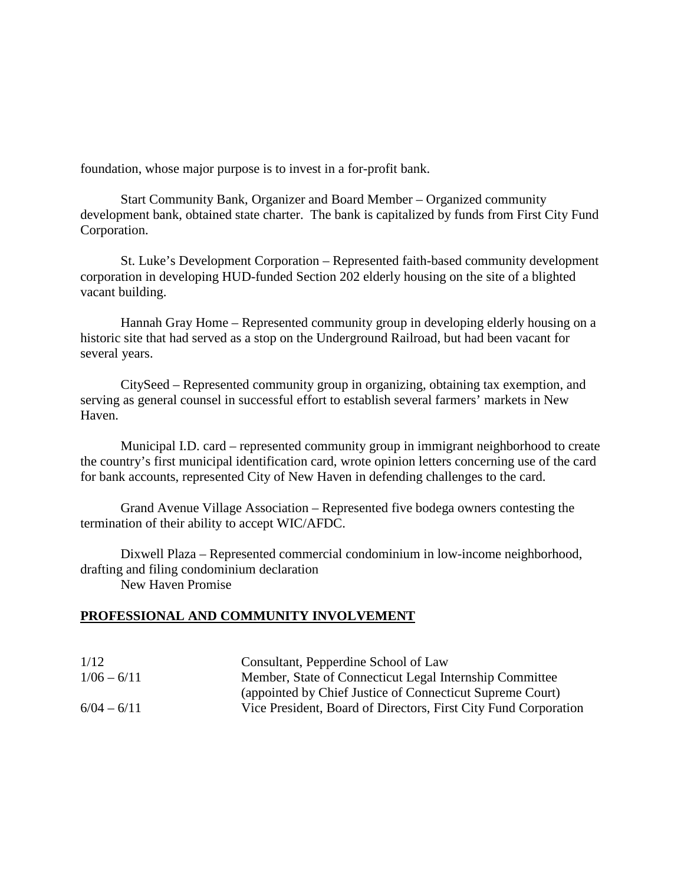foundation, whose major purpose is to invest in a for-profit bank.

Start Community Bank, Organizer and Board Member – Organized community development bank, obtained state charter. The bank is capitalized by funds from First City Fund Corporation.

St. Luke's Development Corporation – Represented faith-based community development corporation in developing HUD-funded Section 202 elderly housing on the site of a blighted vacant building.

Hannah Gray Home – Represented community group in developing elderly housing on a historic site that had served as a stop on the Underground Railroad, but had been vacant for several years.

CitySeed – Represented community group in organizing, obtaining tax exemption, and serving as general counsel in successful effort to establish several farmers' markets in New Haven.

Municipal I.D. card – represented community group in immigrant neighborhood to create the country's first municipal identification card, wrote opinion letters concerning use of the card for bank accounts, represented City of New Haven in defending challenges to the card.

Grand Avenue Village Association – Represented five bodega owners contesting the termination of their ability to accept WIC/AFDC.

Dixwell Plaza – Represented commercial condominium in low-income neighborhood, drafting and filing condominium declaration
New Haven Promise

## PROFESSIONAL AND COMMUNITY INVOLVEMENT

| | |
|---|---|
| 1/12 | Consultant, Pepperdine School of Law |
| 1/06 – 6/11 | Member, State of Connecticut Legal Internship Committee (appointed by Chief Justice of Connecticut Supreme Court) |
| 6/04 – 6/11 | Vice President, Board of Directors, First City Fund Corporation |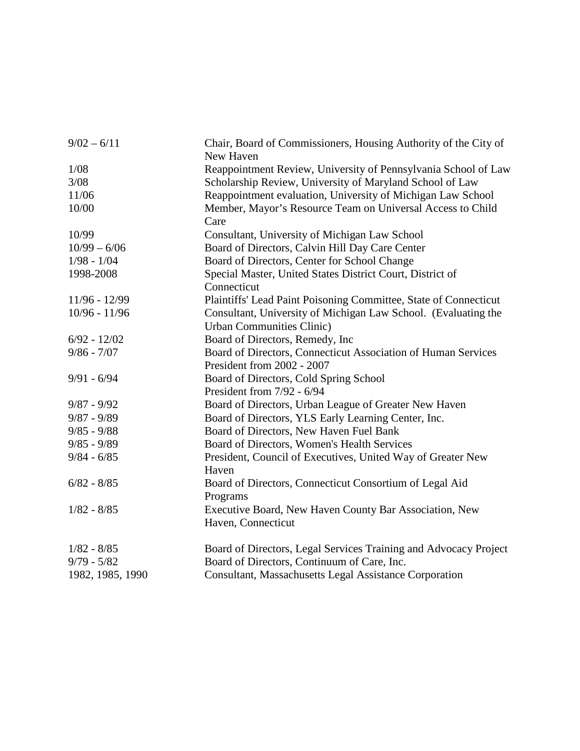| | |
|---|---|
| 9/02 – 6/11 | Chair, Board of Commissioners, Housing Authority of the City of New Haven |
| 1/08 | Reappointment Review, University of Pennsylvania School of Law |
| 3/08 | Scholarship Review, University of Maryland School of Law |
| 11/06 | Reappointment evaluation, University of Michigan Law School |
| 10/00 | Member, Mayor's Resource Team on Universal Access to Child Care |
| 10/99 | Consultant, University of Michigan Law School |
| 10/99 – 6/06 | Board of Directors, Calvin Hill Day Care Center |
| 1/98 - 1/04 | Board of Directors, Center for School Change |
| 1998-2008 | Special Master, United States District Court, District of Connecticut |
| 11/96 - 12/99 | Plaintiffs' Lead Paint Poisoning Committee, State of Connecticut |
| 10/96 - 11/96 | Consultant, University of Michigan Law School. (Evaluating the Urban Communities Clinic) |
| 6/92 - 12/02 | Board of Directors, Remedy, Inc |
| 9/86 - 7/07 | Board of Directors, Connecticut Association of Human Services President from 2002 - 2007 |
| 9/91 - 6/94 | Board of Directors, Cold Spring School President from 7/92 - 6/94 |
| 9/87 - 9/92 | Board of Directors, Urban League of Greater New Haven |
| 9/87 - 9/89 | Board of Directors, YLS Early Learning Center, Inc. |
| 9/85 - 9/88 | Board of Directors, New Haven Fuel Bank |
| 9/85 - 9/89 | Board of Directors, Women's Health Services |
| 9/84 - 6/85 | President, Council of Executives, United Way of Greater New Haven |
| 6/82 - 8/85 | Board of Directors, Connecticut Consortium of Legal Aid Programs |
| 1/82 - 8/85 | Executive Board, New Haven County Bar Association, New Haven, Connecticut |
| 1/82 - 8/85 | Board of Directors, Legal Services Training and Advocacy Project |
| 9/79 - 5/82 | Board of Directors, Continuum of Care, Inc. |
| 1982, 1985, 1990 | Consultant, Massachusetts Legal Assistance Corporation |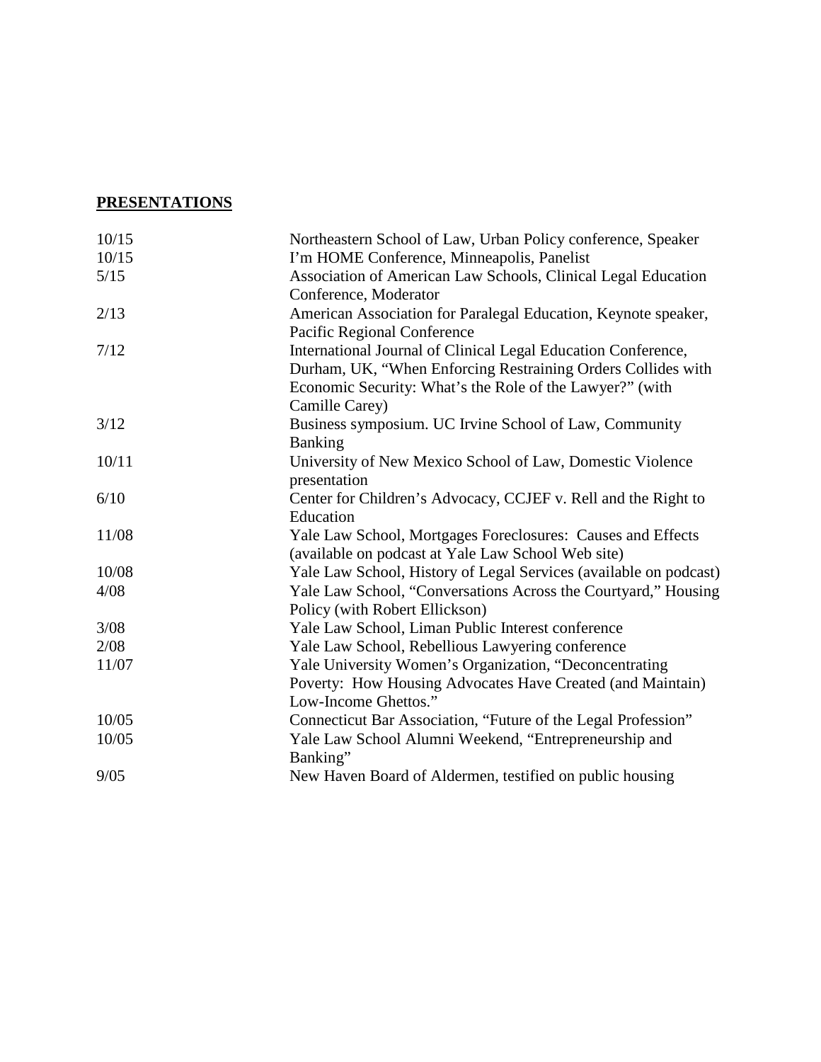## **PRESENTATIONS**

| | |
|---|---|
| 10/15 | Northeastern School of Law, Urban Policy conference, Speaker |
| 10/15 | I'm HOME Conference, Minneapolis, Panelist |
| 5/15 | Association of American Law Schools, Clinical Legal Education Conference, Moderator |
| 2/13 | American Association for Paralegal Education, Keynote speaker, Pacific Regional Conference |
| 7/12 | International Journal of Clinical Legal Education Conference, Durham, UK, "When Enforcing Restraining Orders Collides with Economic Security: What's the Role of the Lawyer?" (with Camille Carey) |
| 3/12 | Business symposium. UC Irvine School of Law, Community Banking |
| 10/11 | University of New Mexico School of Law, Domestic Violence presentation |
| 6/10 | Center for Children's Advocacy, CCJEF v. Rell and the Right to Education |
| 11/08 | Yale Law School, Mortgages Foreclosures: Causes and Effects (available on podcast at Yale Law School Web site) |
| 10/08 | Yale Law School, History of Legal Services (available on podcast) |
| 4/08 | Yale Law School, "Conversations Across the Courtyard," Housing Policy (with Robert Ellickson) |
| 3/08 | Yale Law School, Liman Public Interest conference |
| 2/08 | Yale Law School, Rebellious Lawyering conference |
| 11/07 | Yale University Women's Organization, "Deconcentrating Poverty: How Housing Advocates Have Created (and Maintain) Low-Income Ghettos." |
| 10/05 | Connecticut Bar Association, "Future of the Legal Profession" |
| 10/05 | Yale Law School Alumni Weekend, "Entrepreneurship and Banking" |
| 9/05 | New Haven Board of Aldermen, testified on public housing |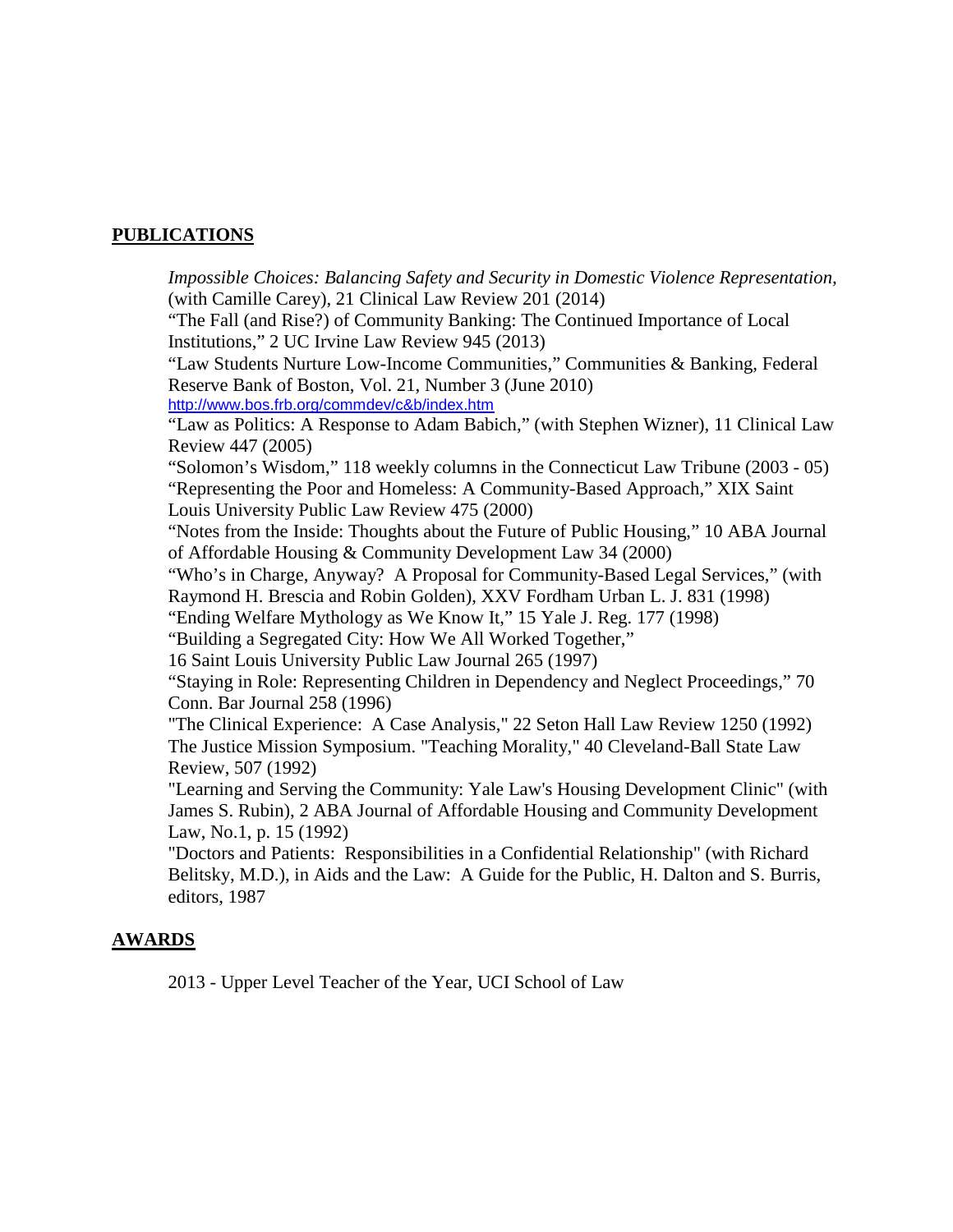## PUBLICATIONS

*Impossible Choices: Balancing Safety and Security in Domestic Violence Representation*, (with Camille Carey), 21 Clinical Law Review 201 (2014)

"The Fall (and Rise?) of Community Banking: The Continued Importance of Local Institutions," 2 UC Irvine Law Review 945 (2013)

"Law Students Nurture Low-Income Communities," Communities & Banking, Federal Reserve Bank of Boston, Vol. 21, Number 3 (June 2010) http://www.bos.frb.org/commdev/c&b/index.htm

"Law as Politics: A Response to Adam Babich," (with Stephen Wizner), 11 Clinical Law Review 447 (2005)

"Solomon's Wisdom," 118 weekly columns in the Connecticut Law Tribune (2003 - 05)

"Representing the Poor and Homeless: A Community-Based Approach," XIX Saint Louis University Public Law Review 475 (2000)

"Notes from the Inside: Thoughts about the Future of Public Housing," 10 ABA Journal of Affordable Housing & Community Development Law 34 (2000)

"Who's in Charge, Anyway? A Proposal for Community-Based Legal Services," (with Raymond H. Brescia and Robin Golden), XXV Fordham Urban L. J. 831 (1998)

"Ending Welfare Mythology as We Know It," 15 Yale J. Reg. 177 (1998)

"Building a Segregated City: How We All Worked Together," 16 Saint Louis University Public Law Journal 265 (1997)

"Staying in Role: Representing Children in Dependency and Neglect Proceedings," 70 Conn. Bar Journal 258 (1996)

"The Clinical Experience: A Case Analysis," 22 Seton Hall Law Review 1250 (1992)

The Justice Mission Symposium. "Teaching Morality," 40 Cleveland-Ball State Law Review, 507 (1992)

"Learning and Serving the Community: Yale Law's Housing Development Clinic" (with James S. Rubin), 2 ABA Journal of Affordable Housing and Community Development Law, No.1, p. 15 (1992)

"Doctors and Patients: Responsibilities in a Confidential Relationship" (with Richard Belitsky, M.D.), in Aids and the Law: A Guide for the Public, H. Dalton and S. Burris, editors, 1987

## AWARDS

2013 - Upper Level Teacher of the Year, UCI School of Law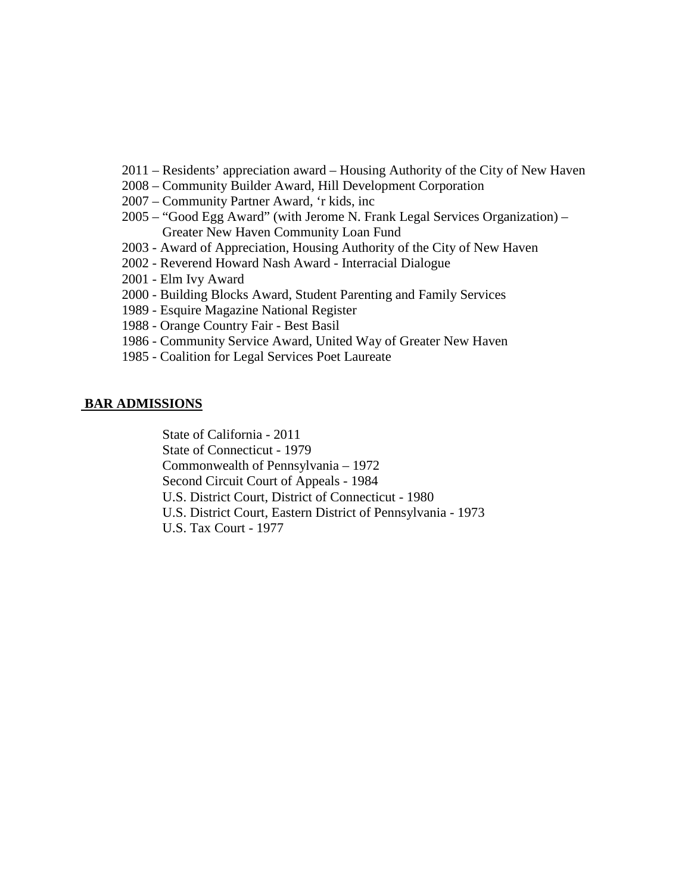2011 – Residents' appreciation award – Housing Authority of the City of New Haven
2008 – Community Builder Award, Hill Development Corporation
2007 – Community Partner Award, 'r kids, inc
2005 – "Good Egg Award" (with Jerome N. Frank Legal Services Organization) – Greater New Haven Community Loan Fund
2003 - Award of Appreciation, Housing Authority of the City of New Haven
2002 - Reverend Howard Nash Award - Interracial Dialogue
2001 - Elm Ivy Award
2000 - Building Blocks Award, Student Parenting and Family Services
1989 - Esquire Magazine National Register
1988 - Orange Country Fair - Best Basil
1986 - Community Service Award, United Way of Greater New Haven
1985 - Coalition for Legal Services Poet Laureate

## BAR ADMISSIONS

State of California - 2011
State of Connecticut - 1979
Commonwealth of Pennsylvania – 1972
Second Circuit Court of Appeals - 1984
U.S. District Court, District of Connecticut - 1980
U.S. District Court, Eastern District of Pennsylvania - 1973
U.S. Tax Court - 1977